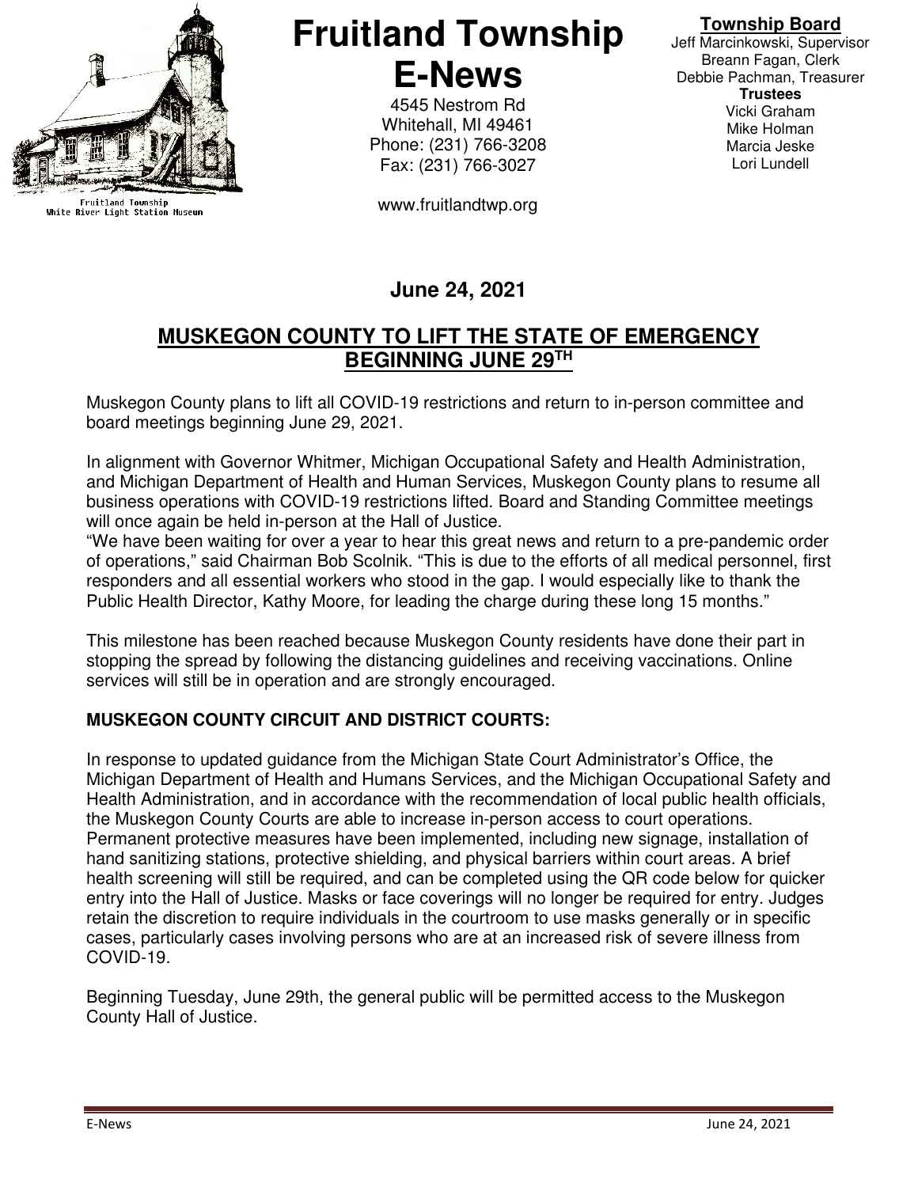# Fruitland Township E-News

Fruitland Township White River Light Station Museum

4545 Nestrom Rd
Whitehall, MI 49461
Phone: (231) 766-3208
Fax: (231) 766-3027

www.fruitlandtwp.org

**Township Board**
Jeff Marcinkowski, Supervisor
Breann Fagan, Clerk
Debbie Pachman, Treasurer
**Trustees**
Vicki Graham
Mike Holman
Marcia Jeske
Lori Lundell

**June 24, 2021**

## MUSKEGON COUNTY TO LIFT THE STATE OF EMERGENCY BEGINNING JUNE 29TH

Muskegon County plans to lift all COVID-19 restrictions and return to in-person committee and board meetings beginning June 29, 2021.

In alignment with Governor Whitmer, Michigan Occupational Safety and Health Administration, and Michigan Department of Health and Human Services, Muskegon County plans to resume all business operations with COVID-19 restrictions lifted. Board and Standing Committee meetings will once again be held in-person at the Hall of Justice.
"We have been waiting for over a year to hear this great news and return to a pre-pandemic order of operations," said Chairman Bob Scolnik. "This is due to the efforts of all medical personnel, first responders and all essential workers who stood in the gap. I would especially like to thank the Public Health Director, Kathy Moore, for leading the charge during these long 15 months."

This milestone has been reached because Muskegon County residents have done their part in stopping the spread by following the distancing guidelines and receiving vaccinations. Online services will still be in operation and are strongly encouraged.

**MUSKEGON COUNTY CIRCUIT AND DISTRICT COURTS:**

In response to updated guidance from the Michigan State Court Administrator's Office, the Michigan Department of Health and Humans Services, and the Michigan Occupational Safety and Health Administration, and in accordance with the recommendation of local public health officials, the Muskegon County Courts are able to increase in-person access to court operations. Permanent protective measures have been implemented, including new signage, installation of hand sanitizing stations, protective shielding, and physical barriers within court areas. A brief health screening will still be required, and can be completed using the QR code below for quicker entry into the Hall of Justice. Masks or face coverings will no longer be required for entry. Judges retain the discretion to require individuals in the courtroom to use masks generally or in specific cases, particularly cases involving persons who are at an increased risk of severe illness from COVID-19.

Beginning Tuesday, June 29th, the general public will be permitted access to the Muskegon County Hall of Justice.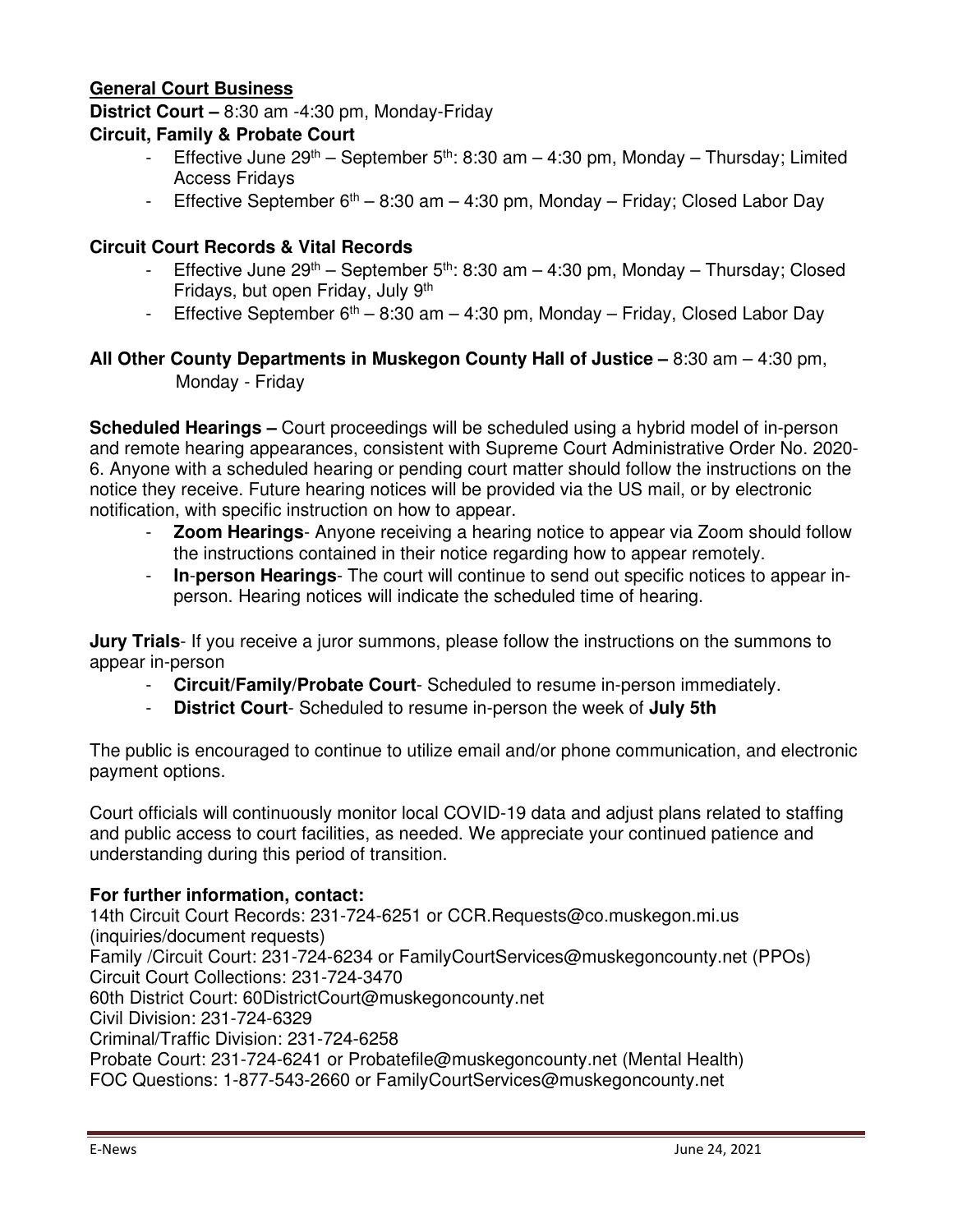**General Court Business**

**District Court –** 8:30 am -4:30 pm, Monday-Friday

**Circuit, Family & Probate Court**

- Effective June 29th – September 5th: 8:30 am – 4:30 pm, Monday – Thursday; Limited Access Fridays
- Effective September 6th – 8:30 am – 4:30 pm, Monday – Friday; Closed Labor Day

**Circuit Court Records & Vital Records**

- Effective June 29th – September 5th: 8:30 am – 4:30 pm, Monday – Thursday; Closed Fridays, but open Friday, July 9th
- Effective September 6th – 8:30 am – 4:30 pm, Monday – Friday, Closed Labor Day

**All Other County Departments in Muskegon County Hall of Justice –** 8:30 am – 4:30 pm, Monday - Friday

**Scheduled Hearings –** Court proceedings will be scheduled using a hybrid model of in-person and remote hearing appearances, consistent with Supreme Court Administrative Order No. 2020-6. Anyone with a scheduled hearing or pending court matter should follow the instructions on the notice they receive. Future hearing notices will be provided via the US mail, or by electronic notification, with specific instruction on how to appear.

- **Zoom Hearings**- Anyone receiving a hearing notice to appear via Zoom should follow the instructions contained in their notice regarding how to appear remotely.
- **In-person Hearings**- The court will continue to send out specific notices to appear in-person. Hearing notices will indicate the scheduled time of hearing.

**Jury Trials**- If you receive a juror summons, please follow the instructions on the summons to appear in-person

- **Circuit/Family/Probate Court**- Scheduled to resume in-person immediately.
- **District Court**- Scheduled to resume in-person the week of **July 5th**

The public is encouraged to continue to utilize email and/or phone communication, and electronic payment options.

Court officials will continuously monitor local COVID-19 data and adjust plans related to staffing and public access to court facilities, as needed. We appreciate your continued patience and understanding during this period of transition.

**For further information, contact:**

14th Circuit Court Records: 231-724-6251 or CCR.Requests@co.muskegon.mi.us (inquiries/document requests)
Family /Circuit Court: 231-724-6234 or FamilyCourtServices@muskegoncounty.net (PPOs)
Circuit Court Collections: 231-724-3470
60th District Court: 60DistrictCourt@muskegoncounty.net
Civil Division: 231-724-6329
Criminal/Traffic Division: 231-724-6258
Probate Court: 231-724-6241 or Probatefile@muskegoncounty.net (Mental Health)
FOC Questions: 1-877-543-2660 or FamilyCourtServices@muskegoncounty.net